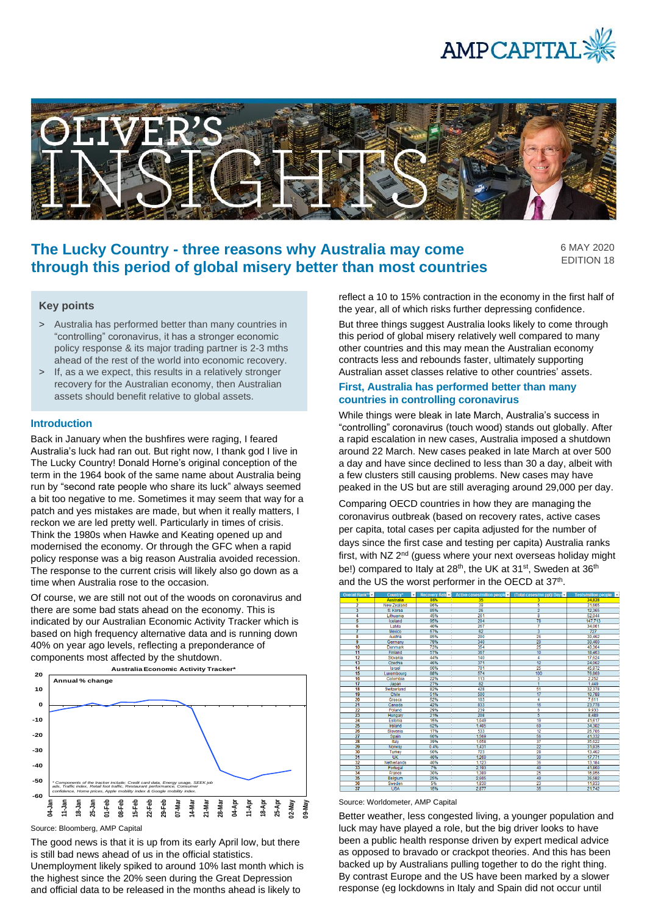# The Lucky Country - three reasons why Australia may come through this period of global misery better than most countries

6 MAY 2020
EDITION 18

## Key points

> Australia has performed better than many countries in "controlling" coronavirus, it has a stronger economic policy response & its major trading partner is 2-3 mths ahead of the rest of the world into economic recovery.

> If, as a we expect, this results in a relatively stronger recovery for the Australian economy, then Australian assets should benefit relative to global assets.

## Introduction

Back in January when the bushfires were raging, I feared Australia's luck had ran out. But right now, I thank god I live in The Lucky Country! Donald Horne's original conception of the term in the 1964 book of the same name about Australia being run by "second rate people who share its luck" always seemed a bit too negative to me. Sometimes it may seem that way for a patch and yes mistakes are made, but when it really matters, I reckon we are led pretty well. Particularly in times of crisis. Think the 1980s when Hawke and Keating opened up and modernised the economy. Or through the GFC when a rapid policy response was a big reason Australia avoided recession. The response to the current crisis will likely also go down as a time when Australia rose to the occasion.

Of course, we are still not out of the woods on coronavirus and there are some bad stats ahead on the economy. This is indicated by our Australian Economic Activity Tracker which is based on high frequency alternative data and is running down 40% on year ago levels, reflecting a preponderance of components most affected by the shutdown.

**Australia Economic Activity Tracker***

Annual % change

\* Components of the tracker include: Credit card data, Energy usage, SEEK job ads, Traffic index, Retail foot traffic, Restaurant performance, Consumer confidence, Home prices, Apple mobility index & Google mobility index.

Source: Bloomberg, AMP Capital

The good news is that it is up from its early April low, but there is still bad news ahead of us in the official statistics. Unemployment likely spiked to around 10% last month which is the highest since the 20% seen during the Great Depression and official data to be released in the months ahead is likely to reflect a 10 to 15% contraction in the economy in the first half of the year, all of which risks further depressing confidence.

But three things suggest Australia looks likely to come through this period of global misery relatively well compared to many other countries and this may mean the Australian economy contracts less and rebounds faster, ultimately supporting Australian asset classes relative to other countries' assets.

### First, Australia has performed better than many countries in controlling coronavirus

While things were bleak in late March, Australia's success in "controlling" coronavirus (touch wood) stands out globally. After a rapid escalation in new cases, Australia imposed a shutdown around 22 March. New cases peaked in late March at over 500 a day and have since declined to less than 30 a day, albeit with a few clusters still causing problems. New cases may have peaked in the US but are still averaging around 29,000 per day.

Comparing OECD countries in how they are managing the coronavirus outbreak (based on recovery rates, active cases per capita, total cases per capita adjusted for the number of days since the first case and testing per capita) Australia ranks first, with NZ 2nd (guess where your next overseas holiday might be!) compared to Italy at 28th, the UK at 31st, Sweden at 36th and the US the worst performer in the OECD at 37th.

| Overall Rank | Country | Recovery Rate | Active cases/million people | (Total cases/mn ppl) Days | Tests/million people |
|---|---|---|---|---|---|
| 1 | Australia | 86% | 35 | 3 | 24,828 |
| 2 | New Zealand | 86% | 39 | 5 | 31,965 |
| 3 | S Korea | 85% | 26 | 2 | 12,365 |
| 4 | Lithuania | 45% | 261 | 8 | 52,044 |
| 5 | Iceland | 95% | 204 | 78 | 147,713 |
| 6 | Latvia | 40% | 267 | 7 | 34,061 |
| 7 | Mexico | 57% | 62 | 3 | 727 |
| 8 | Austria | 85% | 200 | 26 | 30,462 |
| 9 | Germany | 79% | 340 | 20 | 30,400 |
| 10 | Denmark | 73% | 354 | 25 | 40,364 |
| 11 | Finland | 57% | 367 | 10 | 18,463 |
| 12 | Slovakia | 44% | 140 | 4 | 17,624 |
| 13 | Czechia | 46% | 371 | 12 | 24,062 |
| 14 | Israel | 60% | 701 | 25 | 45,872 |
| 15 | Luxembourg | 86% | 574 | 100 | 75,869 |
| 16 | Colombia | 22% | 113 | 3 | 2,252 |
| 17 | Japan | 27% | 82 | 1 | 1,449 |
| 18 | Switzerland | 82% | 428 | 51 | 32,378 |
| 19 | Chile | 51% | 500 | 17 | 10,780 |
| 20 | Greece | 52% | 103 | 4 | 7,611 |
| 21 | Canada | 42% | 833 | 16 | 23,779 |
| 22 | Poland | 29% | 239 | 6 | 9,933 |
| 23 | Hungary | 21% | 208 | 5 | 6,489 |
| 24 | Estonia | 15% | 1,049 | 19 | 41,617 |
| 25 | Ireland | 62% | 1,465 | 69 | 34,302 |
| 26 | Slovenia | 17% | 533 | 12 | 25,705 |
| 27 | Spain | 60% | 1,569 | 56 | 41,332 |
| 28 | Italy | 39% | 1,658 | 37 | 35,622 |
| 29 | Norway | 0.4% | 1,431 | 22 | 31,835 |
| 30 | Turkey | 50% | 723 | 28 | 13,462 |
| 31 | UK | 40% | 1,260 | 30 | 17,771 |
| 32 | Netherlands | 40% | 1,123 | 36 | 13,184 |
| 33 | Portugal | 7% | 2,193 | 40 | 41,960 |
| 34 | France | 30% | 1,389 | 25 | 16,955 |
| 35 | Belgium | 25% | 2,605 | 49 | 36,582 |
| 36 | Sweden | 5% | 1,930 | 23 | 11,833 |
| 37 | USA | 15% | 2,877 | 35 | 21,742 |

Source: Worldometer, AMP Capital

Better weather, less congested living, a younger population and luck may have played a role, but the big driver looks to have been a public health response driven by expert medical advice as opposed to bravado or crackpot theories. And this has been backed up by Australians pulling together to do the right thing. By contrast Europe and the US have been marked by a slower response (eg lockdowns in Italy and Spain did not occur until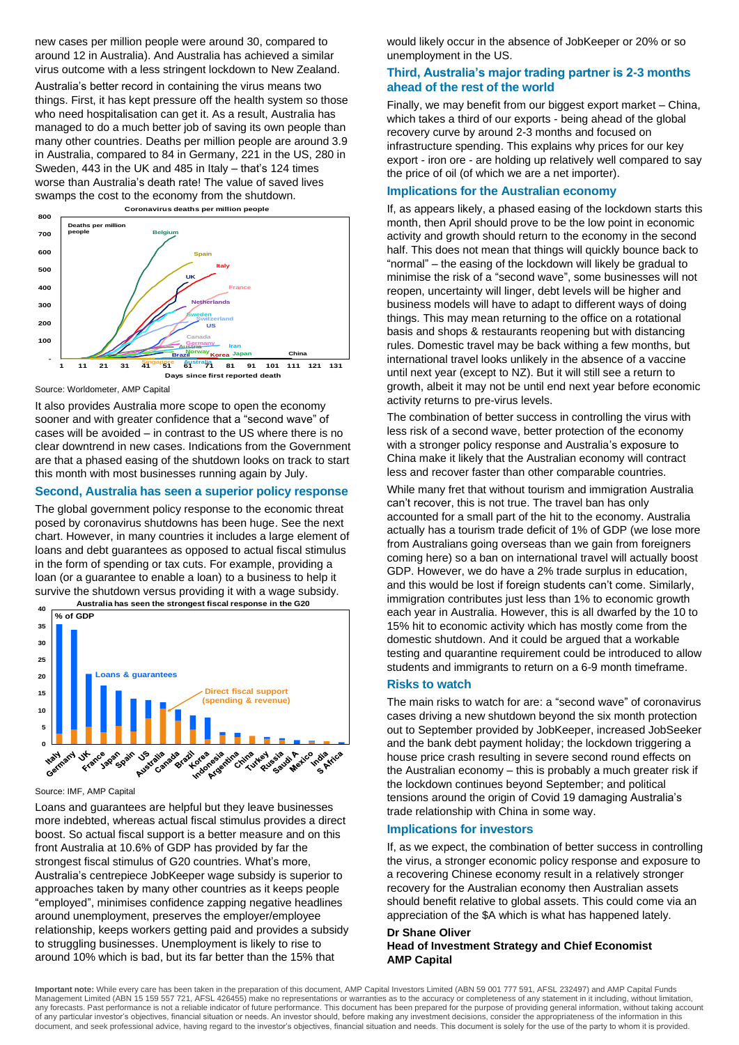new cases per million people were around 30, compared to around 12 in Australia). And Australia has achieved a similar virus outcome with a less stringent lockdown to New Zealand.

Australia's better record in containing the virus means two things. First, it has kept pressure off the health system so those who need hospitalisation can get it. As a result, Australia has managed to do a much better job of saving its own people than many other countries. Deaths per million people are around 3.9 in Australia, compared to 84 in Germany, 221 in the US, 280 in Sweden, 443 in the UK and 485 in Italy – that's 124 times worse than Australia's death rate! The value of saved lives swamps the cost to the economy from the shutdown.

Coronavirus deaths per million people

Deaths per million people

800
700
600
500
400
300
200
100
-

Belgium
Spain
Italy
UK
France
Netherlands
Sweden
Switzerland
US
Canada
Germany
Austria
Norway
Brazil
Korea
Iran
Japan
China
Singapore
Australia

1 11 21 31 41 51 61 71 81 91 101 111 121 131

Days since first reported death

Source: Worldometer, AMP Capital

It also provides Australia more scope to open the economy sooner and with greater confidence that a "second wave" of cases will be avoided – in contrast to the US where there is no clear downtrend in new cases. Indications from the Government are that a phased easing of the shutdown looks on track to start this month with most businesses running again by July.

## Second, Australia has seen a superior policy response

The global government policy response to the economic threat posed by coronavirus shutdowns has been huge. See the next chart. However, in many countries it includes a large element of loans and debt guarantees as opposed to actual fiscal stimulus in the form of spending or tax cuts. For example, providing a loan (or a guarantee to enable a loan) to a business to help it survive the shutdown versus providing it with a wage subsidy.

Australia has seen the strongest fiscal response in the G20

% of GDP

40
35
30
25
20
15
10
5
0

Loans & guarantees

Direct fiscal support (spending & revenue)

Italy Germany UK France Japan Spain US Australia Canada Brazil Korea Indonesia Argentina China Turkey Russia Saudi A Mexico India S Africa

Source: IMF, AMP Capital

Loans and guarantees are helpful but they leave businesses more indebted, whereas actual fiscal stimulus provides a direct boost. So actual fiscal support is a better measure and on this front Australia at 10.6% of GDP has provided by far the strongest fiscal stimulus of G20 countries. What's more, Australia's centrepiece JobKeeper wage subsidy is superior to approaches taken by many other countries as it keeps people "employed", minimises confidence zapping negative headlines around unemployment, preserves the employer/employee relationship, keeps workers getting paid and provides a subsidy to struggling businesses. Unemployment is likely to rise to around 10% which is bad, but its far better than the 15% that would likely occur in the absence of JobKeeper or 20% or so unemployment in the US.

## Third, Australia's major trading partner is 2-3 months ahead of the rest of the world

Finally, we may benefit from our biggest export market – China, which takes a third of our exports - being ahead of the global recovery curve by around 2-3 months and focused on infrastructure spending. This explains why prices for our key export - iron ore - are holding up relatively well compared to say the price of oil (of which we are a net importer).

## Implications for the Australian economy

If, as appears likely, a phased easing of the lockdown starts this month, then April should prove to be the low point in economic activity and growth should return to the economy in the second half. This does not mean that things will quickly bounce back to "normal" – the easing of the lockdown will likely be gradual to minimise the risk of a "second wave", some businesses will not reopen, uncertainty will linger, debt levels will be higher and business models will have to adapt to different ways of doing things. This may mean returning to the office on a rotational basis and shops & restaurants reopening but with distancing rules. Domestic travel may be back withing a few months, but international travel looks unlikely in the absence of a vaccine until next year (except to NZ). But it will still see a return to growth, albeit it may not be until end next year before economic activity returns to pre-virus levels.

The combination of better success in controlling the virus with less risk of a second wave, better protection of the economy with a stronger policy response and Australia's exposure to China make it likely that the Australian economy will contract less and recover faster than other comparable countries.

While many fret that without tourism and immigration Australia can't recover, this is not true. The travel ban has only accounted for a small part of the hit to the economy. Australia actually has a tourism trade deficit of 1% of GDP (we lose more from Australians going overseas than we gain from foreigners coming here) so a ban on international travel will actually boost GDP. However, we do have a 2% trade surplus in education, and this would be lost if foreign students can't come. Similarly, immigration contributes just less than 1% to economic growth each year in Australia. However, this is all dwarfed by the 10 to 15% hit to economic activity which has mostly come from the domestic shutdown. And it could be argued that a workable testing and quarantine requirement could be introduced to allow students and immigrants to return on a 6-9 month timeframe.

## Risks to watch

The main risks to watch for are: a "second wave" of coronavirus cases driving a new shutdown beyond the six month protection out to September provided by JobKeeper, increased JobSeeker and the bank debt payment holiday; the lockdown triggering a house price crash resulting in severe second round effects on the Australian economy – this is probably a much greater risk if the lockdown continues beyond September; and political tensions around the origin of Covid 19 damaging Australia's trade relationship with China in some way.

## Implications for investors

If, as we expect, the combination of better success in controlling the virus, a stronger economic policy response and exposure to a recovering Chinese economy result in a relatively stronger recovery for the Australian economy then Australian assets should benefit relative to global assets. This could come via an appreciation of the $A which is what has happened lately.

**Dr Shane Oliver**
**Head of Investment Strategy and Chief Economist**
**AMP Capital**

**Important note:** While every care has been taken in the preparation of this document, AMP Capital Investors Limited (ABN 59 001 777 591, AFSL 232497) and AMP Capital Funds Management Limited (ABN 15 159 557 721, AFSL 426455) make no representations or warranties as to the accuracy or completeness of any statement in it including, without limitation, any forecasts. Past performance is not a reliable indicator of future performance. This document has been prepared for the purpose of providing general information, without taking account of any particular investor's objectives, financial situation or needs. An investor should, before making any investment decisions, consider the appropriateness of the information in this document, and seek professional advice, having regard to the investor's objectives, financial situation and needs. This document is solely for the use of the party to whom it is provided.